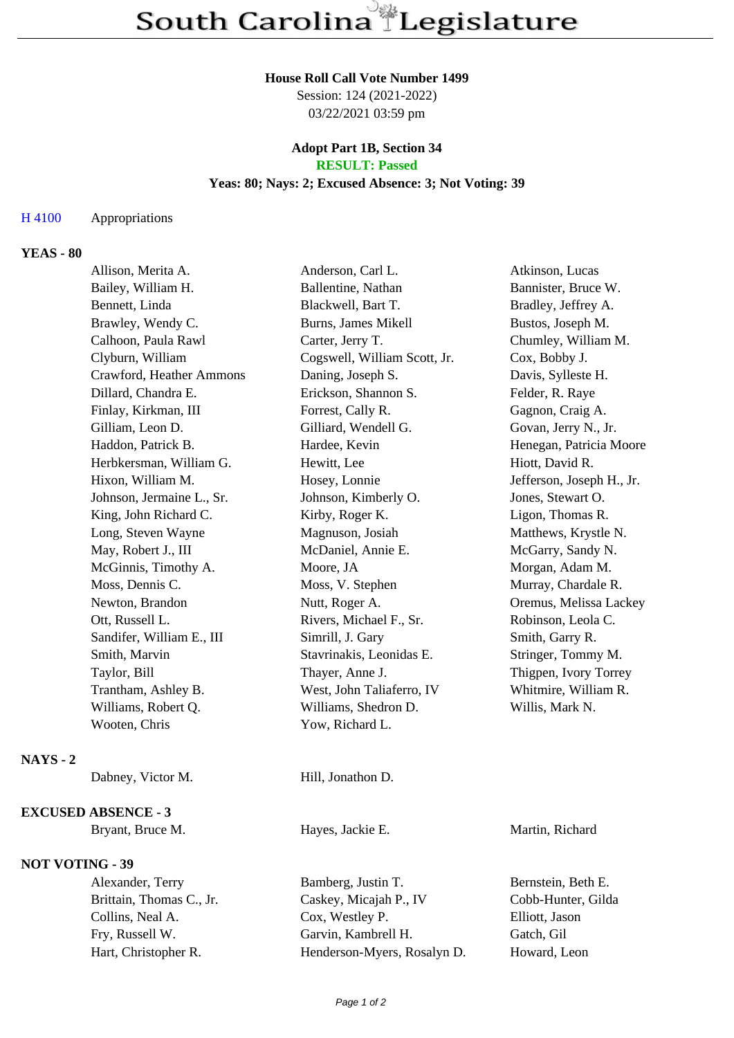# South Carolina Legislature

**House Roll Call Vote Number 1499**
Session: 124 (2021-2022)
03/22/2021 03:59 pm

**Adopt Part 1B, Section 34**
**RESULT: Passed**
**Yeas: 80; Nays: 2; Excused Absence: 3; Not Voting: 39**

H 4100 Appropriations

## YEAS - 80

| | | |
|---|---|---|
| Allison, Merita A. | Anderson, Carl L. | Atkinson, Lucas |
| Bailey, William H. | Ballentine, Nathan | Bannister, Bruce W. |
| Bennett, Linda | Blackwell, Bart T. | Bradley, Jeffrey A. |
| Brawley, Wendy C. | Burns, James Mikell | Bustos, Joseph M. |
| Calhoon, Paula Rawl | Carter, Jerry T. | Chumley, William M. |
| Clyburn, William | Cogswell, William Scott, Jr. | Cox, Bobby J. |
| Crawford, Heather Ammons | Daning, Joseph S. | Davis, Sylleste H. |
| Dillard, Chandra E. | Erickson, Shannon S. | Felder, R. Raye |
| Finlay, Kirkman, III | Forrest, Cally R. | Gagnon, Craig A. |
| Gilliam, Leon D. | Gilliard, Wendell G. | Govan, Jerry N., Jr. |
| Haddon, Patrick B. | Hardee, Kevin | Henegan, Patricia Moore |
| Herbkersman, William G. | Hewitt, Lee | Hiott, David R. |
| Hixon, William M. | Hosey, Lonnie | Jefferson, Joseph H., Jr. |
| Johnson, Jermaine L., Sr. | Johnson, Kimberly O. | Jones, Stewart O. |
| King, John Richard C. | Kirby, Roger K. | Ligon, Thomas R. |
| Long, Steven Wayne | Magnuson, Josiah | Matthews, Krystle N. |
| May, Robert J., III | McDaniel, Annie E. | McGarry, Sandy N. |
| McGinnis, Timothy A. | Moore, JA | Morgan, Adam M. |
| Moss, Dennis C. | Moss, V. Stephen | Murray, Chardale R. |
| Newton, Brandon | Nutt, Roger A. | Oremus, Melissa Lackey |
| Ott, Russell L. | Rivers, Michael F., Sr. | Robinson, Leola C. |
| Sandifer, William E., III | Simrill, J. Gary | Smith, Garry R. |
| Smith, Marvin | Stavrinakis, Leonidas E. | Stringer, Tommy M. |
| Taylor, Bill | Thayer, Anne J. | Thigpen, Ivory Torrey |
| Trantham, Ashley B. | West, John Taliaferro, IV | Whitmire, William R. |
| Williams, Robert Q. | Williams, Shedron D. | Willis, Mark N. |
| Wooten, Chris | Yow, Richard L. | |

## NAYS - 2

| | |
|---|---|
| Dabney, Victor M. | Hill, Jonathon D. |

## EXCUSED ABSENCE - 3

| | | |
|---|---|---|
| Bryant, Bruce M. | Hayes, Jackie E. | Martin, Richard |

## NOT VOTING - 39

| | | |
|---|---|---|
| Alexander, Terry | Bamberg, Justin T. | Bernstein, Beth E. |
| Brittain, Thomas C., Jr. | Caskey, Micajah P., IV | Cobb-Hunter, Gilda |
| Collins, Neal A. | Cox, Westley P. | Elliott, Jason |
| Fry, Russell W. | Garvin, Kambrell H. | Gatch, Gil |
| Hart, Christopher R. | Henderson-Myers, Rosalyn D. | Howard, Leon |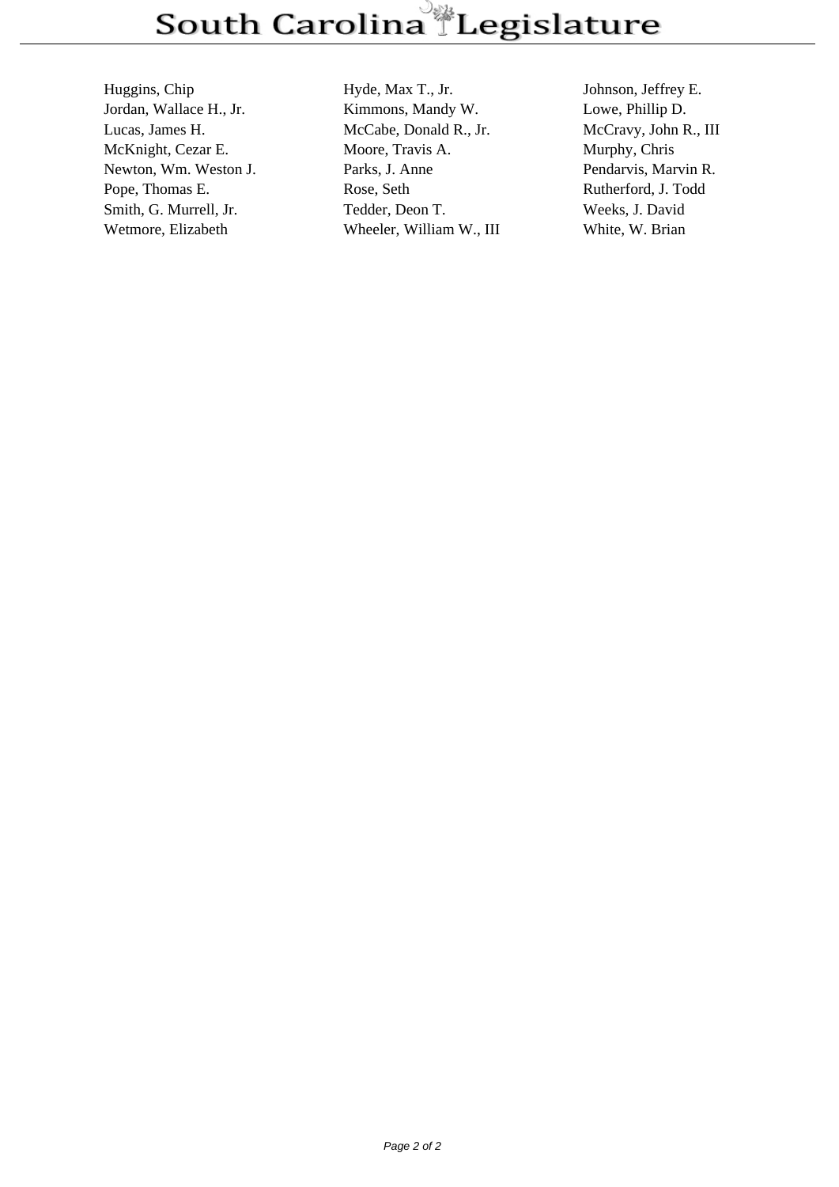| | | |
|---|---|---|
| Huggins, Chip | Hyde, Max T., Jr. | Johnson, Jeffrey E. |
| Jordan, Wallace H., Jr. | Kimmons, Mandy W. | Lowe, Phillip D. |
| Lucas, James H. | McCabe, Donald R., Jr. | McCravy, John R., III |
| McKnight, Cezar E. | Moore, Travis A. | Murphy, Chris |
| Newton, Wm. Weston J. | Parks, J. Anne | Pendarvis, Marvin R. |
| Pope, Thomas E. | Rose, Seth | Rutherford, J. Todd |
| Smith, G. Murrell, Jr. | Tedder, Deon T. | Weeks, J. David |
| Wetmore, Elizabeth | Wheeler, William W., III | White, W. Brian |